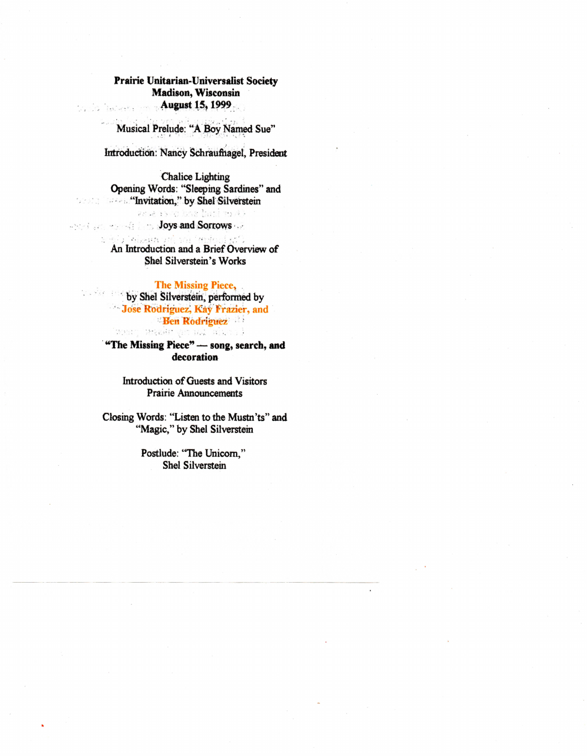**Prairie Unitarian-Universalist Society**
**Madison, Wisconsin**
**August 15, 1999**

Musical Prelude: "A Boy Named Sue"

Introduction: Nancy Schraufnagel, President

Chalice Lighting
Opening Words: "Sleeping Sardines" and "Invitation," by Shel Silverstein

Joys and Sorrows

An Introduction and a Brief Overview of Shel Silverstein's Works

**The Missing Piece,**
by Shel Silverstein, performed by
**José Rodriguez, Kay Frazier, and Ben Rodriguez**

**"The Missing Piece" — song, search, and decoration**

Introduction of Guests and Visitors
Prairie Announcements

Closing Words: "Listen to the Mustn'ts" and "Magic," by Shel Silverstein

Postlude: "The Unicorn,"
Shel Silverstein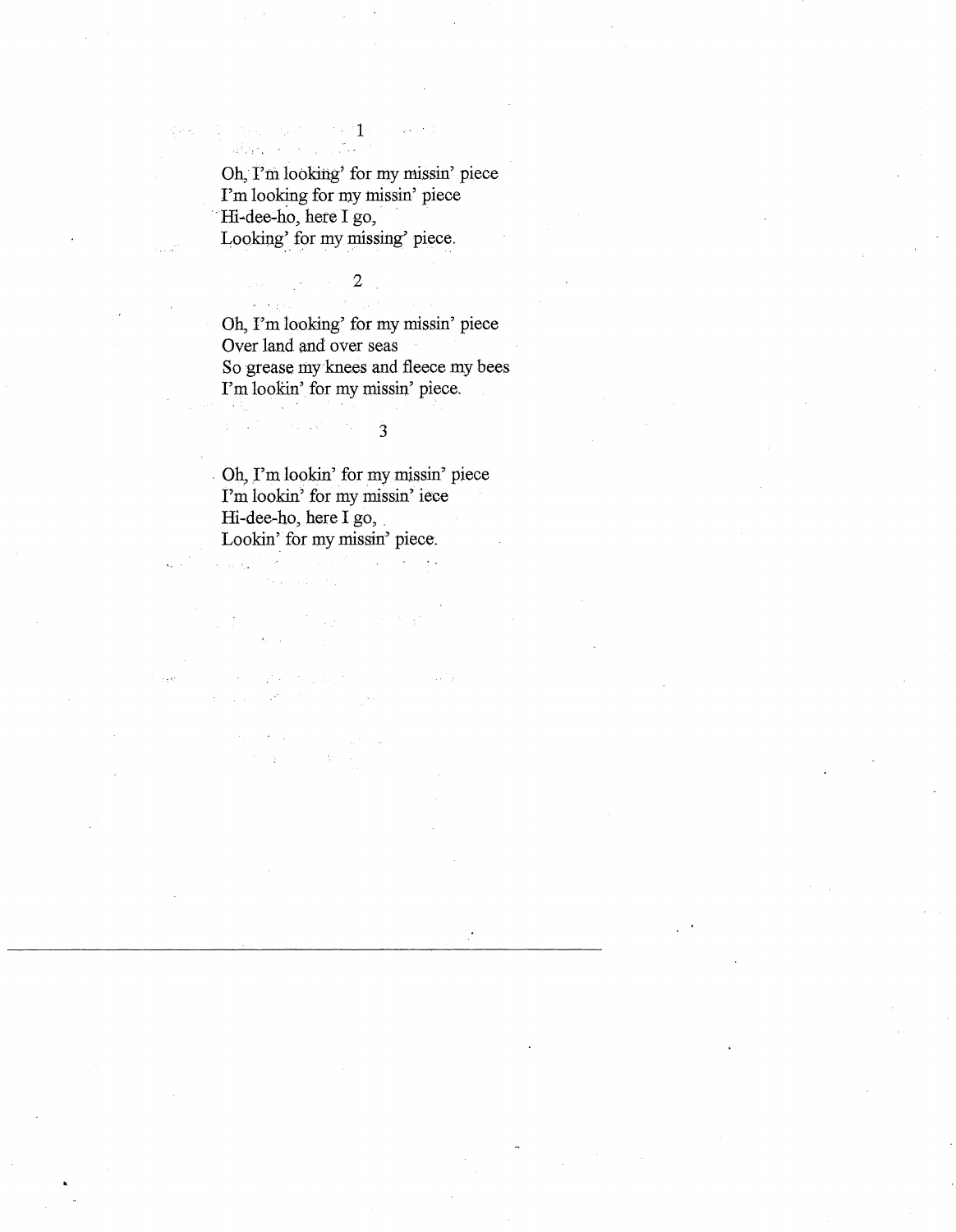1

Oh, I'm looking' for my missin' piece
I'm looking for my missin' piece
Hi-dee-ho, here I go,
Looking' for my missing' piece.

2

Oh, I'm looking' for my missin' piece
Over land and over seas
So grease my knees and fleece my bees
I'm lookin' for my missin' piece.

3

Oh, I'm lookin' for my missin' piece
I'm lookin' for my missin' iece
Hi-dee-ho, here I go,
Lookin' for my missin' piece.